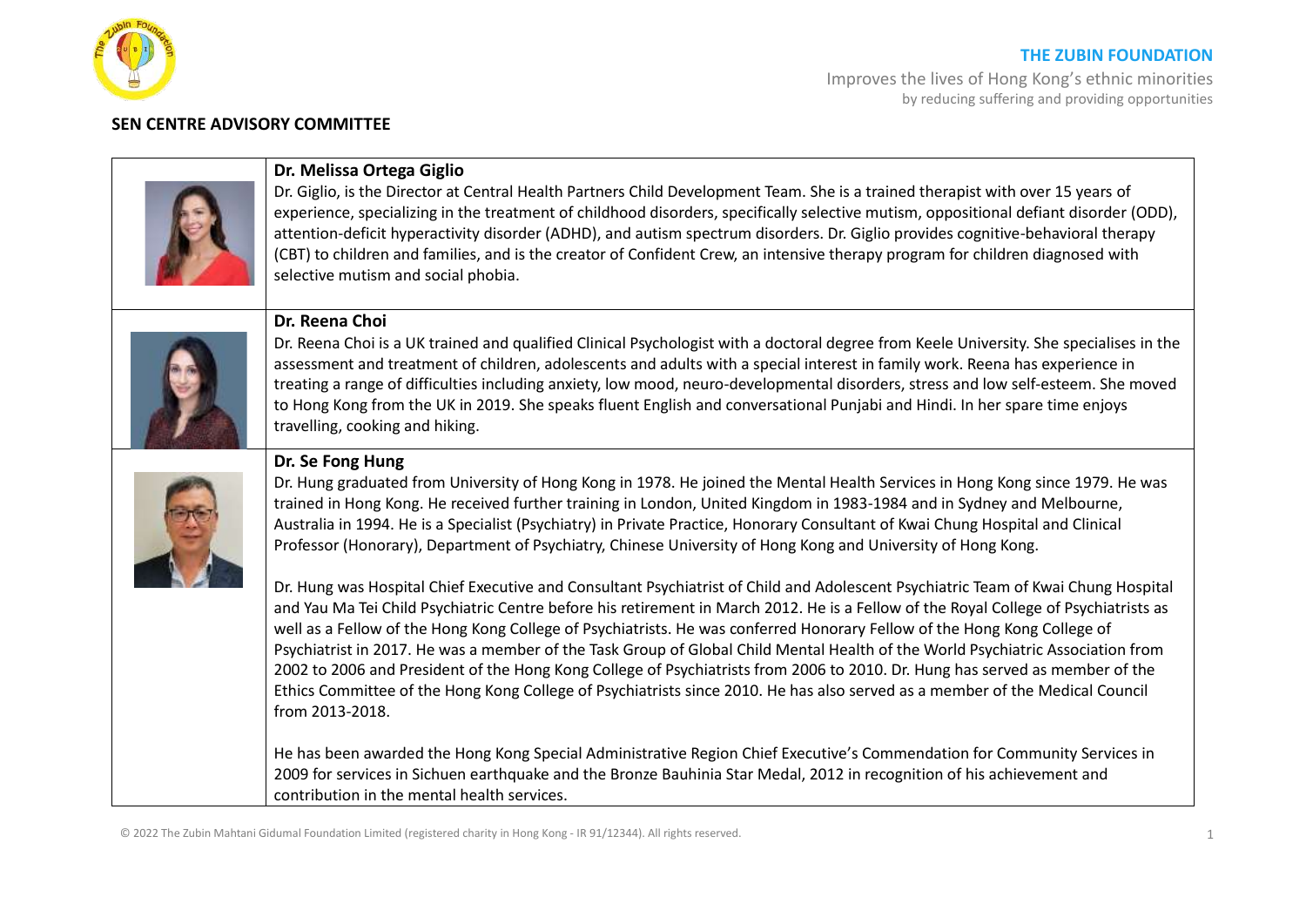## SEN CENTRE ADVISORY COMMITTEE

### Dr. Melissa Ortega Giglio

Dr. Giglio, is the Director at Central Health Partners Child Development Team. She is a trained therapist with over 15 years of experience, specializing in the treatment of childhood disorders, specifically selective mutism, oppositional defiant disorder (ODD), attention-deficit hyperactivity disorder (ADHD), and autism spectrum disorders. Dr. Giglio provides cognitive-behavioral therapy (CBT) to children and families, and is the creator of Confident Crew, an intensive therapy program for children diagnosed with selective mutism and social phobia.

### Dr. Reena Choi

Dr. Reena Choi is a UK trained and qualified Clinical Psychologist with a doctoral degree from Keele University. She specialises in the assessment and treatment of children, adolescents and adults with a special interest in family work. Reena has experience in treating a range of difficulties including anxiety, low mood, neuro-developmental disorders, stress and low self-esteem. She moved to Hong Kong from the UK in 2019. She speaks fluent English and conversational Punjabi and Hindi. In her spare time enjoys travelling, cooking and hiking.

### Dr. Se Fong Hung

Dr. Hung graduated from University of Hong Kong in 1978. He joined the Mental Health Services in Hong Kong since 1979. He was trained in Hong Kong. He received further training in London, United Kingdom in 1983-1984 and in Sydney and Melbourne, Australia in 1994. He is a Specialist (Psychiatry) in Private Practice, Honorary Consultant of Kwai Chung Hospital and Clinical Professor (Honorary), Department of Psychiatry, Chinese University of Hong Kong and University of Hong Kong.

Dr. Hung was Hospital Chief Executive and Consultant Psychiatrist of Child and Adolescent Psychiatric Team of Kwai Chung Hospital and Yau Ma Tei Child Psychiatric Centre before his retirement in March 2012. He is a Fellow of the Royal College of Psychiatrists as well as a Fellow of the Hong Kong College of Psychiatrists. He was conferred Honorary Fellow of the Hong Kong College of Psychiatrist in 2017. He was a member of the Task Group of Global Child Mental Health of the World Psychiatric Association from 2002 to 2006 and President of the Hong Kong College of Psychiatrists from 2006 to 2010. Dr. Hung has served as member of the Ethics Committee of the Hong Kong College of Psychiatrists since 2010. He has also served as a member of the Medical Council from 2013-2018.

He has been awarded the Hong Kong Special Administrative Region Chief Executive's Commendation for Community Services in 2009 for services in Sichuen earthquake and the Bronze Bauhinia Star Medal, 2012 in recognition of his achievement and contribution in the mental health services.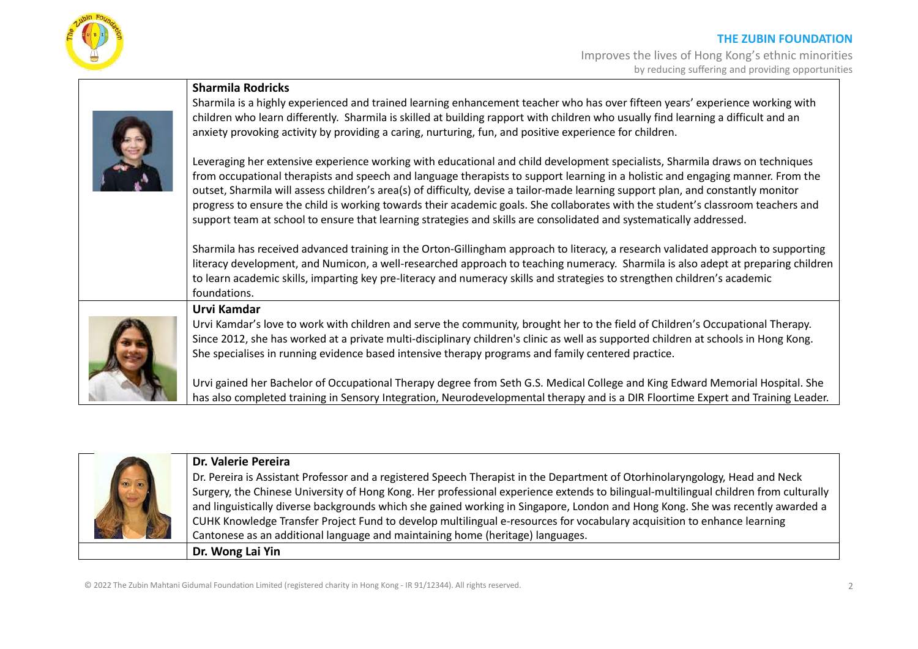**Sharmila Rodricks**

Sharmila is a highly experienced and trained learning enhancement teacher who has over fifteen years' experience working with children who learn differently. Sharmila is skilled at building rapport with children who usually find learning a difficult and an anxiety provoking activity by providing a caring, nurturing, fun, and positive experience for children.

Leveraging her extensive experience working with educational and child development specialists, Sharmila draws on techniques from occupational therapists and speech and language therapists to support learning in a holistic and engaging manner. From the outset, Sharmila will assess children's area(s) of difficulty, devise a tailor-made learning support plan, and constantly monitor progress to ensure the child is working towards their academic goals. She collaborates with the student's classroom teachers and support team at school to ensure that learning strategies and skills are consolidated and systematically addressed.

Sharmila has received advanced training in the Orton-Gillingham approach to literacy, a research validated approach to supporting literacy development, and Numicon, a well-researched approach to teaching numeracy. Sharmila is also adept at preparing children to learn academic skills, imparting key pre-literacy and numeracy skills and strategies to strengthen children's academic foundations.

**Urvi Kamdar**

Urvi Kamdar's love to work with children and serve the community, brought her to the field of Children's Occupational Therapy. Since 2012, she has worked at a private multi-disciplinary children's clinic as well as supported children at schools in Hong Kong. She specialises in running evidence based intensive therapy programs and family centered practice.

Urvi gained her Bachelor of Occupational Therapy degree from Seth G.S. Medical College and King Edward Memorial Hospital. She has also completed training in Sensory Integration, Neurodevelopmental therapy and is a DIR Floortime Expert and Training Leader.

**Dr. Valerie Pereira**

Dr. Pereira is Assistant Professor and a registered Speech Therapist in the Department of Otorhinolaryngology, Head and Neck Surgery, the Chinese University of Hong Kong. Her professional experience extends to bilingual-multilingual children from culturally and linguistically diverse backgrounds which she gained working in Singapore, London and Hong Kong. She was recently awarded a CUHK Knowledge Transfer Project Fund to develop multilingual e-resources for vocabulary acquisition to enhance learning Cantonese as an additional language and maintaining home (heritage) languages.

**Dr. Wong Lai Yin**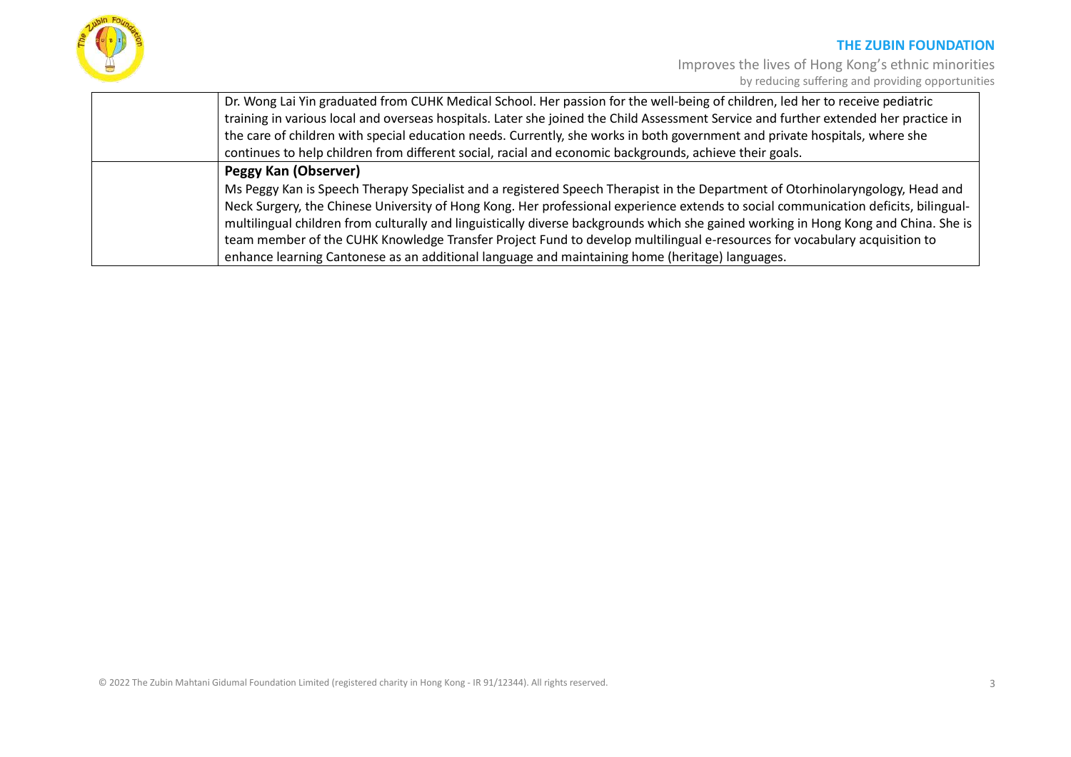| | |
|---|---|
| | Dr. Wong Lai Yin graduated from CUHK Medical School. Her passion for the well-being of children, led her to receive pediatric training in various local and overseas hospitals. Later she joined the Child Assessment Service and further extended her practice in the care of children with special education needs. Currently, she works in both government and private hospitals, where she continues to help children from different social, racial and economic backgrounds, achieve their goals. |
| | **Peggy Kan (Observer)**<br>Ms Peggy Kan is Speech Therapy Specialist and a registered Speech Therapist in the Department of Otorhinolaryngology, Head and Neck Surgery, the Chinese University of Hong Kong. Her professional experience extends to social communication deficits, bilingual-multilingual children from culturally and linguistically diverse backgrounds which she gained working in Hong Kong and China. She is team member of the CUHK Knowledge Transfer Project Fund to develop multilingual e-resources for vocabulary acquisition to enhance learning Cantonese as an additional language and maintaining home (heritage) languages. |